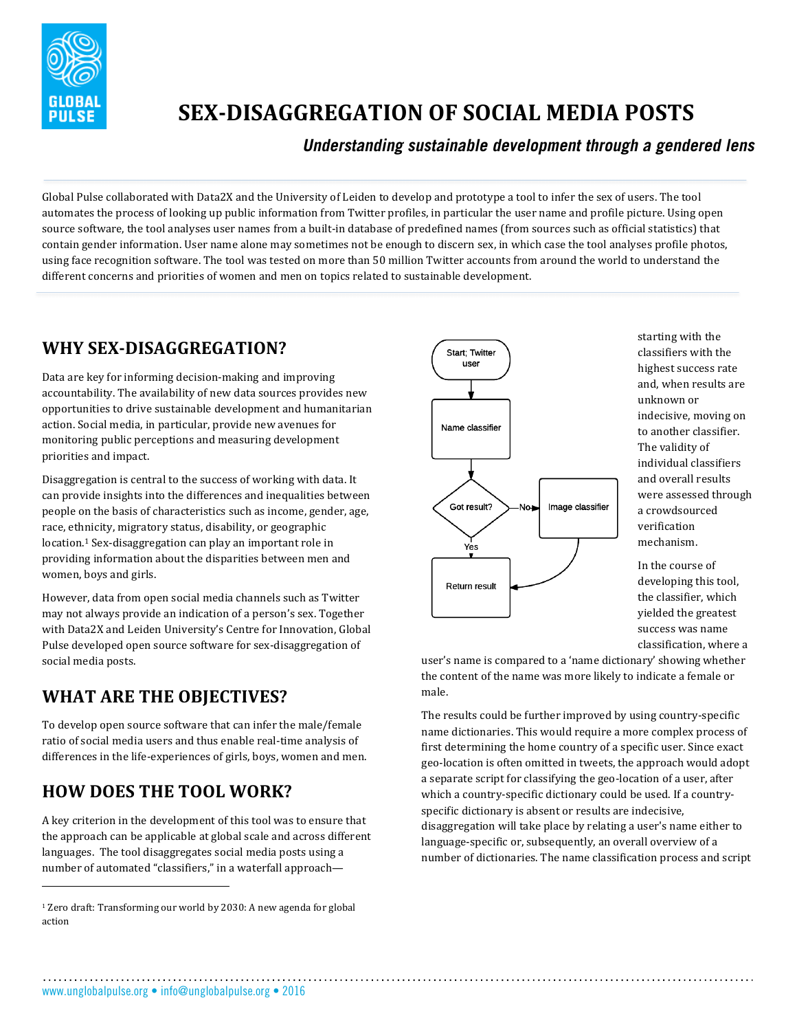# SEX-DISAGGREGATION OF SOCIAL MEDIA POSTS

***Understanding sustainable development through a gendered lens***

Global Pulse collaborated with Data2X and the University of Leiden to develop and prototype a tool to infer the sex of users. The tool automates the process of looking up public information from Twitter profiles, in particular the user name and profile picture. Using open source software, the tool analyses user names from a built-in database of predefined names (from sources such as official statistics) that contain gender information. User name alone may sometimes not be enough to discern sex, in which case the tool analyses profile photos, using face recognition software. The tool was tested on more than 50 million Twitter accounts from around the world to understand the different concerns and priorities of women and men on topics related to sustainable development.

## WHY SEX-DISAGGREGATION?

Data are key for informing decision-making and improving accountability. The availability of new data sources provides new opportunities to drive sustainable development and humanitarian action. Social media, in particular, provide new avenues for monitoring public perceptions and measuring development priorities and impact.

Disaggregation is central to the success of working with data. It can provide insights into the differences and inequalities between people on the basis of characteristics such as income, gender, age, race, ethnicity, migratory status, disability, or geographic location.[1] Sex-disaggregation can play an important role in providing information about the disparities between men and women, boys and girls.

However, data from open social media channels such as Twitter may not always provide an indication of a person's sex. Together with Data2X and Leiden University's Centre for Innovation, Global Pulse developed open source software for sex-disaggregation of social media posts.

## WHAT ARE THE OBJECTIVES?

To develop open source software that can infer the male/female ratio of social media users and thus enable real-time analysis of differences in the life-experiences of girls, boys, women and men.

## HOW DOES THE TOOL WORK?

A key criterion in the development of this tool was to ensure that the approach can be applicable at global scale and across different languages. The tool disaggregates social media posts using a number of automated "classifiers," in a waterfall approach—starting with the classifiers with the highest success rate and, when results are unknown or indecisive, moving on to another classifier. The validity of individual classifiers and overall results were assessed through a crowdsourced verification mechanism.

Start; Twitter user → Name classifier → Got result? — Yes → Return result; No → Image classifier → Return result

In the course of developing this tool, the classifier, which yielded the greatest success was name classification, where a user's name is compared to a 'name dictionary' showing whether the content of the name was more likely to indicate a female or male.

The results could be further improved by using country-specific name dictionaries. This would require a more complex process of first determining the home country of a specific user. Since exact geo-location is often omitted in tweets, the approach would adopt a separate script for classifying the geo-location of a user, after which a country-specific dictionary could be used. If a country-specific dictionary is absent or results are indecisive, disaggregation will take place by relating a user's name either to language-specific or, subsequently, an overall overview of a number of dictionaries. The name classification process and script

[1] Zero draft: Transforming our world by 2030: A new agenda for global action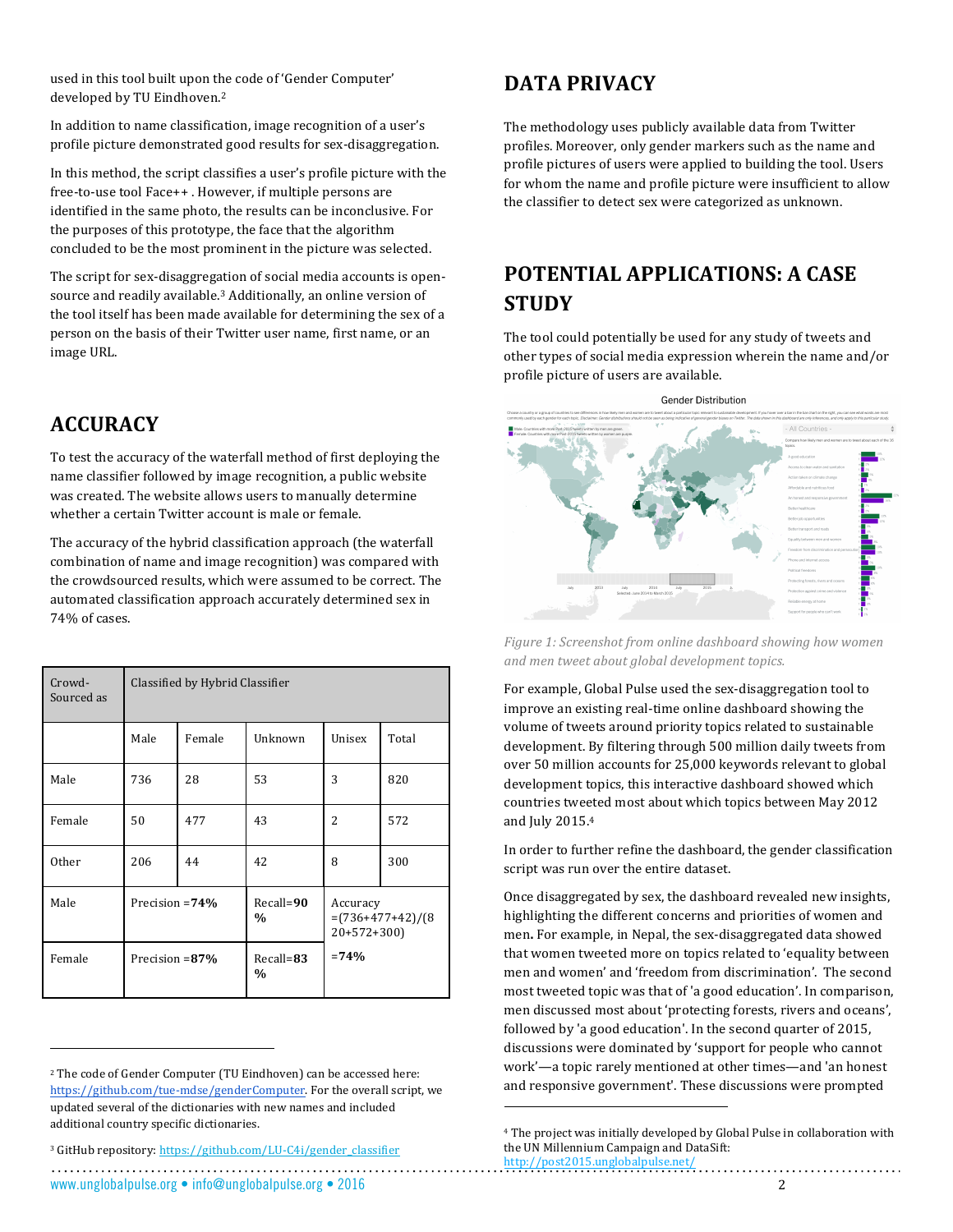used in this tool built upon the code of 'Gender Computer' developed by TU Eindhoven.[2]

In addition to name classification, image recognition of a user's profile picture demonstrated good results for sex-disaggregation.

In this method, the script classifies a user's profile picture with the free-to-use tool Face++ . However, if multiple persons are identified in the same photo, the results can be inconclusive. For the purposes of this prototype, the face that the algorithm concluded to be the most prominent in the picture was selected.

The script for sex-disaggregation of social media accounts is open-source and readily available.[3] Additionally, an online version of the tool itself has been made available for determining the sex of a person on the basis of their Twitter user name, first name, or an image URL.

## ACCURACY

To test the accuracy of the waterfall method of first deploying the name classifier followed by image recognition, a public website was created. The website allows users to manually determine whether a certain Twitter account is male or female.

The accuracy of the hybrid classification approach (the waterfall combination of name and image recognition) was compared with the crowdsourced results, which were assumed to be correct. The automated classification approach accurately determined sex in 74% of cases.

| Crowd-Sourced as | Classified by Hybrid Classifier | | | | |
|---|---|---|---|---|---|
| | Male | Female | Unknown | Unisex | Total |
| Male | 736 | 28 | 53 | 3 | 820 |
| Female | 50 | 477 | 43 | 2 | 572 |
| Other | 206 | 44 | 42 | 8 | 300 |
| Male | Precision =**74%** | | Recall=**90 %** | Accuracy =(736+477+42)/(820+572+300) =**74%** | |
| Female | Precision =**87%** | | Recall=**83 %** | | |

## DATA PRIVACY

The methodology uses publicly available data from Twitter profiles. Moreover, only gender markers such as the name and profile pictures of users were applied to building the tool. Users for whom the name and profile picture were insufficient to allow the classifier to detect sex were categorized as unknown.

## POTENTIAL APPLICATIONS: A CASE STUDY

The tool could potentially be used for any study of tweets and other types of social media expression wherein the name and/or profile picture of users are available.

*Figure 1: Screenshot from online dashboard showing how women and men tweet about global development topics.*

For example, Global Pulse used the sex-disaggregation tool to improve an existing real-time online dashboard showing the volume of tweets around priority topics related to sustainable development. By filtering through 500 million daily tweets from over 50 million accounts for 25,000 keywords relevant to global development topics, this interactive dashboard showed which countries tweeted most about which topics between May 2012 and July 2015.[4]

In order to further refine the dashboard, the gender classification script was run over the entire dataset.

Once disaggregated by sex, the dashboard revealed new insights, highlighting the different concerns and priorities of women and men**.** For example, in Nepal, the sex-disaggregated data showed that women tweeted more on topics related to 'equality between men and women' and 'freedom from discrimination'. The second most tweeted topic was that of 'a good education'. In comparison, men discussed most about 'protecting forests, rivers and oceans', followed by 'a good education'. In the second quarter of 2015, discussions were dominated by 'support for people who cannot work'—a topic rarely mentioned at other times—and 'an honest and responsive government'. These discussions were prompted

---

[2] The code of Gender Computer (TU Eindhoven) can be accessed here: https://github.com/tue-mdse/genderComputer. For the overall script, we updated several of the dictionaries with new names and included additional country specific dictionaries.

[3] GitHub repository: https://github.com/LU-C4i/gender_classifier

[4] The project was initially developed by Global Pulse in collaboration with the UN Millennium Campaign and DataSift: http://post2015.unglobalpulse.net/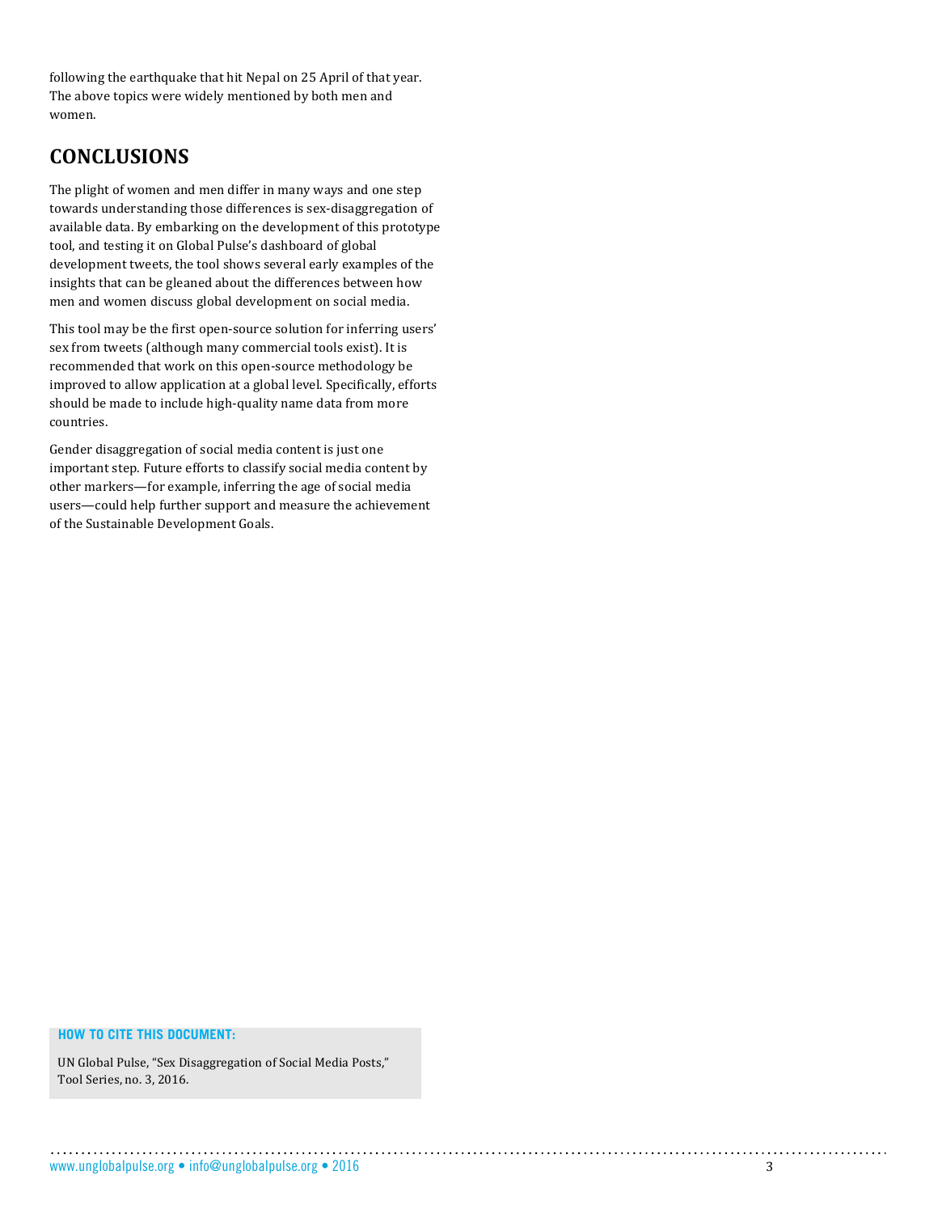following the earthquake that hit Nepal on 25 April of that year. The above topics were widely mentioned by both men and women.

## CONCLUSIONS

The plight of women and men differ in many ways and one step towards understanding those differences is sex-disaggregation of available data. By embarking on the development of this prototype tool, and testing it on Global Pulse's dashboard of global development tweets, the tool shows several early examples of the insights that can be gleaned about the differences between how men and women discuss global development on social media.

This tool may be the first open-source solution for inferring users' sex from tweets (although many commercial tools exist). It is recommended that work on this open-source methodology be improved to allow application at a global level. Specifically, efforts should be made to include high-quality name data from more countries.

Gender disaggregation of social media content is just one important step. Future efforts to classify social media content by other markers—for example, inferring the age of social media users—could help further support and measure the achievement of the Sustainable Development Goals.

**HOW TO CITE THIS DOCUMENT:**

UN Global Pulse, "Sex Disaggregation of Social Media Posts," Tool Series, no. 3, 2016.